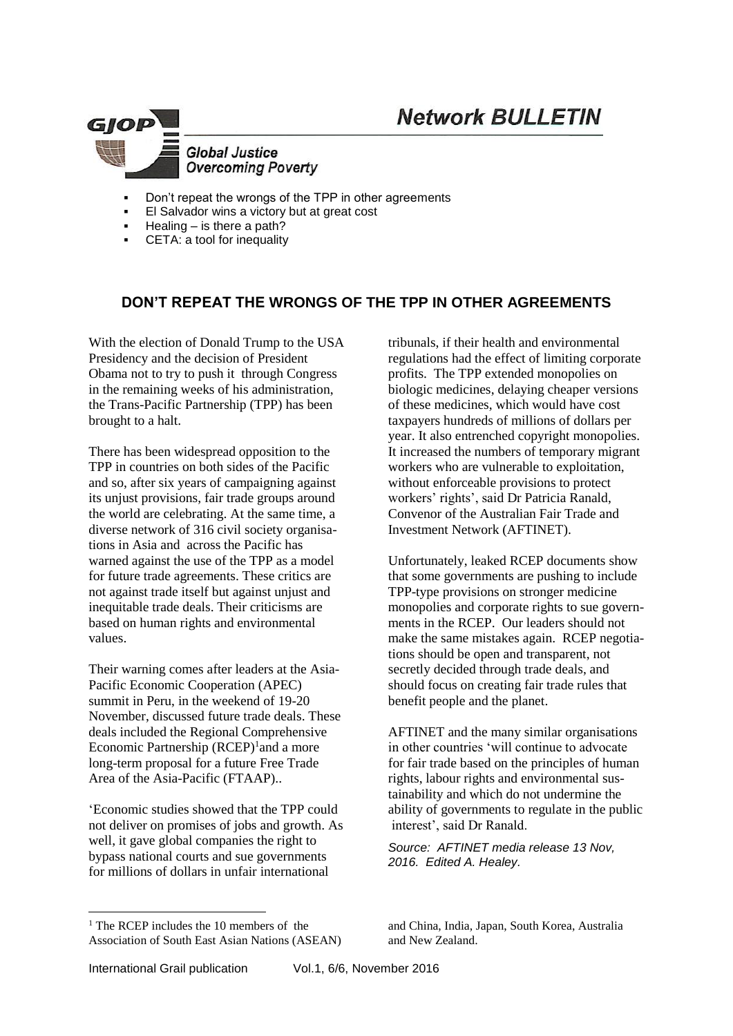# Network BULLETIN

**Global Justice Overcoming Poverty**

- Don't repeat the wrongs of the TPP in other agreements
- El Salvador wins a victory but at great cost
- Healing – is there a path?
- CETA: a tool for inequality

## DON'T REPEAT THE WRONGS OF THE TPP IN OTHER AGREEMENTS

With the election of Donald Trump to the USA Presidency and the decision of President Obama not to try to push it through Congress in the remaining weeks of his administration, the Trans-Pacific Partnership (TPP) has been brought to a halt.

There has been widespread opposition to the TPP in countries on both sides of the Pacific and so, after six years of campaigning against its unjust provisions, fair trade groups around the world are celebrating. At the same time, a diverse network of 316 civil society organisations in Asia and across the Pacific has warned against the use of the TPP as a model for future trade agreements. These critics are not against trade itself but against unjust and inequitable trade deals. Their criticisms are based on human rights and environmental values.

Their warning comes after leaders at the Asia-Pacific Economic Cooperation (APEC) summit in Peru, in the weekend of 19-20 November, discussed future trade deals. These deals included the Regional Comprehensive Economic Partnership (RCEP)[1] and a more long-term proposal for a future Free Trade Area of the Asia-Pacific (FTAAP)..

'Economic studies showed that the TPP could not deliver on promises of jobs and growth. As well, it gave global companies the right to bypass national courts and sue governments for millions of dollars in unfair international tribunals, if their health and environmental regulations had the effect of limiting corporate profits. The TPP extended monopolies on biologic medicines, delaying cheaper versions of these medicines, which would have cost taxpayers hundreds of millions of dollars per year. It also entrenched copyright monopolies. It increased the numbers of temporary migrant workers who are vulnerable to exploitation, without enforceable provisions to protect workers' rights', said Dr Patricia Ranald, Convenor of the Australian Fair Trade and Investment Network (AFTINET).

Unfortunately, leaked RCEP documents show that some governments are pushing to include TPP-type provisions on stronger medicine monopolies and corporate rights to sue governments in the RCEP. Our leaders should not make the same mistakes again. RCEP negotiations should be open and transparent, not secretly decided through trade deals, and should focus on creating fair trade rules that benefit people and the planet.

AFTINET and the many similar organisations in other countries 'will continue to advocate for fair trade based on the principles of human rights, labour rights and environmental sustainability and which do not undermine the ability of governments to regulate in the public interest', said Dr Ranald.

*Source: AFTINET media release 13 Nov, 2016. Edited A. Healey.*

[1] The RCEP includes the 10 members of the Association of South East Asian Nations (ASEAN) and China, India, Japan, South Korea, Australia and New Zealand.

International Grail publication Vol.1, 6/6, November 2016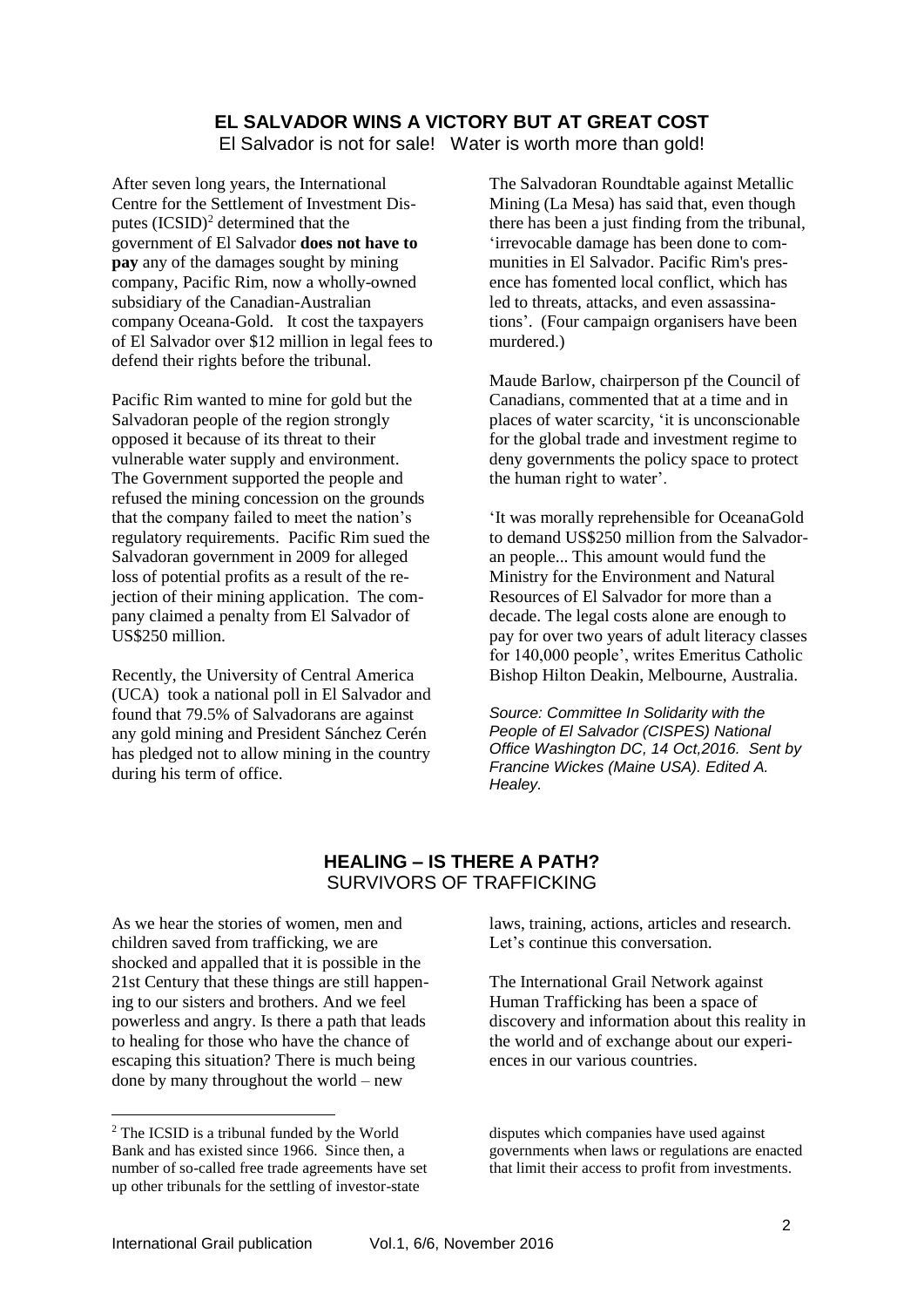## EL SALVADOR WINS A VICTORY BUT AT GREAT COST

El Salvador is not for sale! Water is worth more than gold!

After seven long years, the International Centre for the Settlement of Investment Disputes (ICSID)[2] determined that the government of El Salvador **does not have to pay** any of the damages sought by mining company, Pacific Rim, now a wholly-owned subsidiary of the Canadian-Australian company Oceana-Gold. It cost the taxpayers of El Salvador over $12 million in legal fees to defend their rights before the tribunal.

Pacific Rim wanted to mine for gold but the Salvadoran people of the region strongly opposed it because of its threat to their vulnerable water supply and environment. The Government supported the people and refused the mining concession on the grounds that the company failed to meet the nation's regulatory requirements. Pacific Rim sued the Salvadoran government in 2009 for alleged loss of potential profits as a result of the rejection of their mining application. The company claimed a penalty from El Salvador of US$250 million.

Recently, the University of Central America (UCA) took a national poll in El Salvador and found that 79.5% of Salvadorans are against any gold mining and President Sánchez Cerén has pledged not to allow mining in the country during his term of office.

The Salvadoran Roundtable against Metallic Mining (La Mesa) has said that, even though there has been a just finding from the tribunal, 'irrevocable damage has been done to communities in El Salvador. Pacific Rim's presence has fomented local conflict, which has led to threats, attacks, and even assassinations'. (Four campaign organisers have been murdered.)

Maude Barlow, chairperson pf the Council of Canadians, commented that at a time and in places of water scarcity, 'it is unconscionable for the global trade and investment regime to deny governments the policy space to protect the human right to water'.

'It was morally reprehensible for OceanaGold to demand US$250 million from the Salvadoran people... This amount would fund the Ministry for the Environment and Natural Resources of El Salvador for more than a decade. The legal costs alone are enough to pay for over two years of adult literacy classes for 140,000 people', writes Emeritus Catholic Bishop Hilton Deakin, Melbourne, Australia.

*Source: Committee In Solidarity with the People of El Salvador (CISPES) National Office Washington DC, 14 Oct,2016. Sent by Francine Wickes (Maine USA). Edited A. Healey.*

## HEALING – IS THERE A PATH?

SURVIVORS OF TRAFFICKING

As we hear the stories of women, men and children saved from trafficking, we are shocked and appalled that it is possible in the 21st Century that these things are still happening to our sisters and brothers. And we feel powerless and angry. Is there a path that leads to healing for those who have the chance of escaping this situation? There is much being done by many throughout the world – new laws, training, actions, articles and research. Let's continue this conversation.

The International Grail Network against Human Trafficking has been a space of discovery and information about this reality in the world and of exchange about our experiences in our various countries.

[2] The ICSID is a tribunal funded by the World Bank and has existed since 1966. Since then, a number of so-called free trade agreements have set up other tribunals for the settling of investor-state disputes which companies have used against governments when laws or regulations are enacted that limit their access to profit from investments.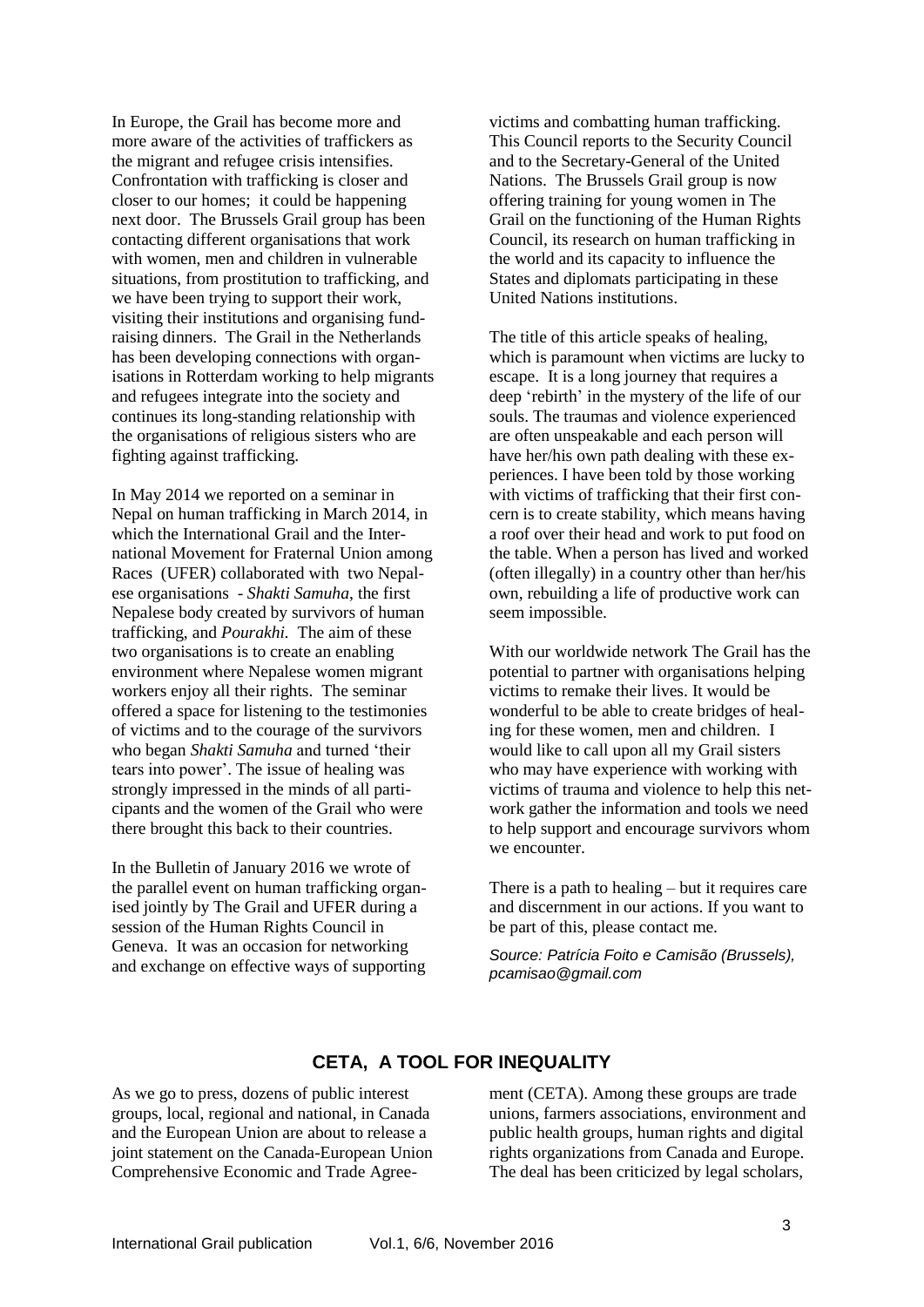In Europe, the Grail has become more and more aware of the activities of traffickers as the migrant and refugee crisis intensifies. Confrontation with trafficking is closer and closer to our homes; it could be happening next door. The Brussels Grail group has been contacting different organisations that work with women, men and children in vulnerable situations, from prostitution to trafficking, and we have been trying to support their work, visiting their institutions and organising fund-raising dinners. The Grail in the Netherlands has been developing connections with organisations in Rotterdam working to help migrants and refugees integrate into the society and continues its long-standing relationship with the organisations of religious sisters who are fighting against trafficking.

In May 2014 we reported on a seminar in Nepal on human trafficking in March 2014, in which the International Grail and the International Movement for Fraternal Union among Races (UFER) collaborated with two Nepalese organisations - *Shakti Samuha*, the first Nepalese body created by survivors of human trafficking, and *Pourakhi.* The aim of these two organisations is to create an enabling environment where Nepalese women migrant workers enjoy all their rights. The seminar offered a space for listening to the testimonies of victims and to the courage of the survivors who began *Shakti Samuha* and turned 'their tears into power'. The issue of healing was strongly impressed in the minds of all participants and the women of the Grail who were there brought this back to their countries.

In the Bulletin of January 2016 we wrote of the parallel event on human trafficking organised jointly by The Grail and UFER during a session of the Human Rights Council in Geneva. It was an occasion for networking and exchange on effective ways of supporting victims and combatting human trafficking. This Council reports to the Security Council and to the Secretary-General of the United Nations. The Brussels Grail group is now offering training for young women in The Grail on the functioning of the Human Rights Council, its research on human trafficking in the world and its capacity to influence the States and diplomats participating in these United Nations institutions.

The title of this article speaks of healing, which is paramount when victims are lucky to escape. It is a long journey that requires a deep 'rebirth' in the mystery of the life of our souls. The traumas and violence experienced are often unspeakable and each person will have her/his own path dealing with these experiences. I have been told by those working with victims of trafficking that their first concern is to create stability, which means having a roof over their head and work to put food on the table. When a person has lived and worked (often illegally) in a country other than her/his own, rebuilding a life of productive work can seem impossible.

With our worldwide network The Grail has the potential to partner with organisations helping victims to remake their lives. It would be wonderful to be able to create bridges of healing for these women, men and children. I would like to call upon all my Grail sisters who may have experience with working with victims of trauma and violence to help this network gather the information and tools we need to help support and encourage survivors whom we encounter.

There is a path to healing – but it requires care and discernment in our actions. If you want to be part of this, please contact me.

*Source: Patrícia Foito e Camisão (Brussels), pcamisao@gmail.com*

## CETA, A TOOL FOR INEQUALITY

As we go to press, dozens of public interest groups, local, regional and national, in Canada and the European Union are about to release a joint statement on the Canada-European Union Comprehensive Economic and Trade Agreement (CETA). Among these groups are trade unions, farmers associations, environment and public health groups, human rights and digital rights organizations from Canada and Europe. The deal has been criticized by legal scholars,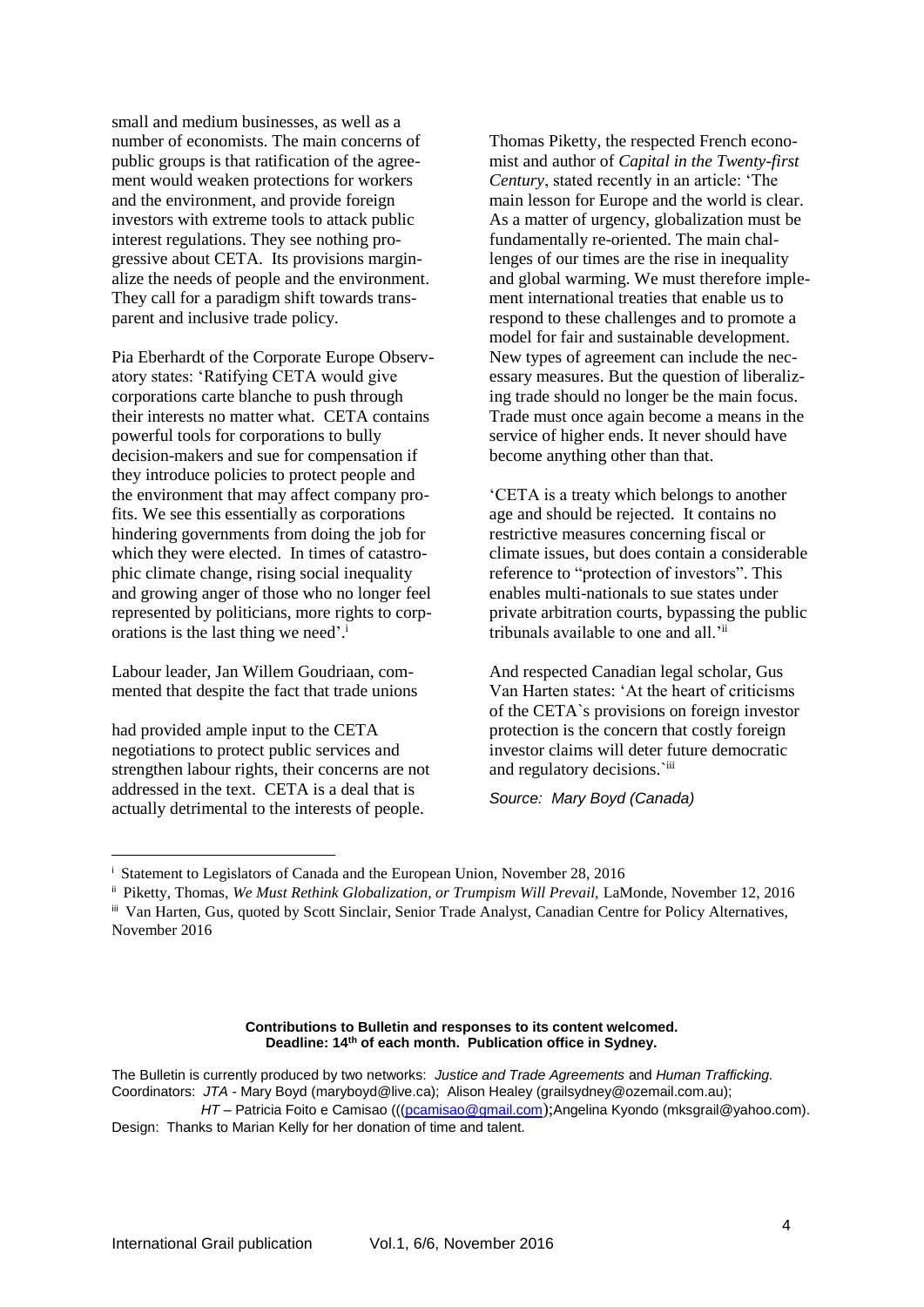small and medium businesses, as well as a number of economists. The main concerns of public groups is that ratification of the agreement would weaken protections for workers and the environment, and provide foreign investors with extreme tools to attack public interest regulations. They see nothing progressive about CETA. Its provisions marginalize the needs of people and the environment. They call for a paradigm shift towards transparent and inclusive trade policy.

Pia Eberhardt of the Corporate Europe Observatory states: 'Ratifying CETA would give corporations carte blanche to push through their interests no matter what. CETA contains powerful tools for corporations to bully decision-makers and sue for compensation if they introduce policies to protect people and the environment that may affect company profits. We see this essentially as corporations hindering governments from doing the job for which they were elected. In times of catastrophic climate change, rising social inequality and growing anger of those who no longer feel represented by politicians, more rights to corporations is the last thing we need'.[i]

Labour leader, Jan Willem Goudriaan, commented that despite the fact that trade unions had provided ample input to the CETA negotiations to protect public services and strengthen labour rights, their concerns are not addressed in the text. CETA is a deal that is actually detrimental to the interests of people.

Thomas Piketty, the respected French economist and author of *Capital in the Twenty-first Century*, stated recently in an article: 'The main lesson for Europe and the world is clear. As a matter of urgency, globalization must be fundamentally re-oriented. The main challenges of our times are the rise in inequality and global warming. We must therefore implement international treaties that enable us to respond to these challenges and to promote a model for fair and sustainable development. New types of agreement can include the necessary measures. But the question of liberalizing trade should no longer be the main focus. Trade must once again become a means in the service of higher ends. It never should have become anything other than that.

'CETA is a treaty which belongs to another age and should be rejected. It contains no restrictive measures concerning fiscal or climate issues, but does contain a considerable reference to "protection of investors". This enables multi-nationals to sue states under private arbitration courts, bypassing the public tribunals available to one and all.'[ii]

And respected Canadian legal scholar, Gus Van Harten states: 'At the heart of criticisms of the CETA`s provisions on foreign investor protection is the concern that costly foreign investor claims will deter future democratic and regulatory decisions.`[iii]

*Source: Mary Boyd (Canada)*

---

[i] Statement to Legislators of Canada and the European Union, November 28, 2016

[ii] Piketty, Thomas, *We Must Rethink Globalization, or Trumpism Will Prevail,* LaMonde, November 12, 2016

[iii] Van Harten, Gus, quoted by Scott Sinclair, Senior Trade Analyst, Canadian Centre for Policy Alternatives, November 2016

**Contributions to Bulletin and responses to its content welcomed.**
**Deadline: 14th of each month. Publication office in Sydney.**

The Bulletin is currently produced by two networks: *Justice and Trade Agreements* and *Human Trafficking.*
Coordinators: *JTA* - Mary Boyd (maryboyd@live.ca); Alison Healey (grailsydney@ozemail.com.au);
*HT* – Patricia Foito e Camisao (((pcamisao@gmail.com);Angelina Kyondo (mksgrail@yahoo.com).
Design: Thanks to Marian Kelly for her donation of time and talent.

International Grail publication Vol.1, 6/6, November 2016